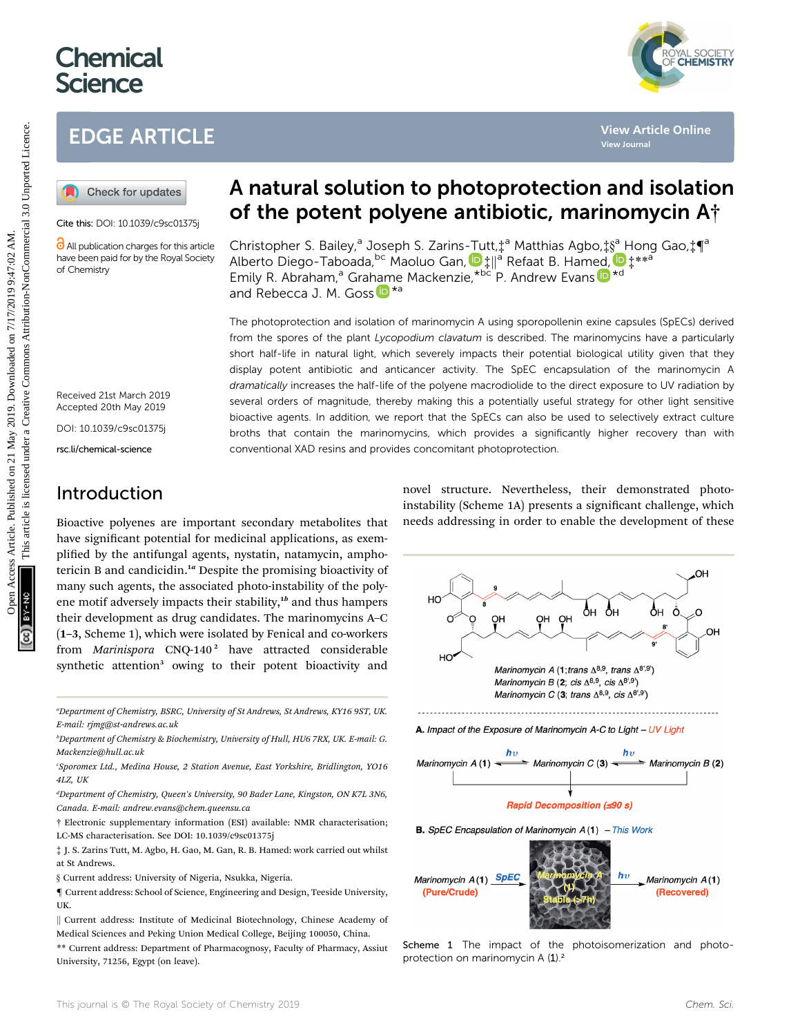# A natural solution to photoprotection and isolation of the potent polyene antibiotic, marinomycin A†

Christopher S. Bailey,[a] Joseph S. Zarins-Tutt,‡[a] Matthias Agbo,‡§[a] Hong Gao,‡¶[a] Alberto Diego-Taboada,[bc] Maoluo Gan,‡||[a] Refaat B. Hamed,‡**[a] Emily R. Abraham,[a] Grahame Mackenzie,*[bc] P. Andrew Evans*[d] and Rebecca J. M. Goss*[a]

Cite this: DOI: 10.1039/c9sc01375j

All publication charges for this article have been paid for by the Royal Society of Chemistry

Received 21st March 2019
Accepted 20th May 2019

DOI: 10.1039/c9sc01375j

rsc.li/chemical-science

The photoprotection and isolation of marinomycin A using sporopollenin exine capsules (SpECs) derived from the spores of the plant *Lycopodium clavatum* is described. The marinomycins have a particularly short half-life in natural light, which severely impacts their potential biological utility given that they display potent antibiotic and anticancer activity. The SpEC encapsulation of the marinomycin A *dramatically* increases the half-life of the polyene macrodiolide to the direct exposure to UV radiation by several orders of magnitude, thereby making this a potentially useful strategy for other light sensitive bioactive agents. In addition, we report that the SpECs can also be used to selectively extract culture broths that contain the marinomycins, which provides a significantly higher recovery than with conventional XAD resins and provides concomitant photoprotection.

## Introduction

Bioactive polyenes are important secondary metabolites that have significant potential for medicinal applications, as exemplified by the antifungal agents, nystatin, natamycin, amphotericin B and candicidin.[1a] Despite the promising bioactivity of many such agents, the associated photo-instability of the polyene motif adversely impacts their stability,[1b] and thus hampers their development as drug candidates. The marinomycins A–C (**1–3**, Scheme 1), which were isolated by Fenical and co-workers from *Marinispora* CNQ-140[2] have attracted considerable synthetic attention[3] owing to their potent bioactivity and novel structure. Nevertheless, their demonstrated photo-instability (Scheme 1A) presents a significant challenge, which needs addressing in order to enable the development of these

Marinomycin A (**1**; *trans* $\Delta^{8,9}$, *trans* $\Delta^{8',9'}$)
Marinomycin B (**2**; *cis* $\Delta^{8,9}$, *cis* $\Delta^{8',9'}$)
Marinomycin C (**3**; *trans* $\Delta^{8,9}$, *cis* $\Delta^{8',9'}$)

A. Impact of the Exposure of Marinomycin A-C to Light – UV Light

Marinomycin A (**1**) ⇌ ($h\nu$) Marinomycin C (**3**) ⇌ ($h\nu$) Marinomycin B (**2**)

Rapid Decomposition (≤90 s)

B. SpEC Encapsulation of Marinomycin A (**1**) – This Work

Marinomycin A (**1**) (Pure/Crude) → (SpEC) Marinomycin A (**1**) Stable (>7h) → ($h\nu$) Marinomycin A (**1**) (Recovered)

Scheme 1 The impact of the photoisomerization and photoprotection on marinomycin A (**1**).[2]

[a] Department of Chemistry, BSRC, University of St Andrews, St Andrews, KY16 9ST, UK. E-mail: rjmg@st-andrews.ac.uk

[b] Department of Chemistry & Biochemistry, University of Hull, HU6 7RX, UK. E-mail: G.Mackenzie@hull.ac.uk

[c] Sporomex Ltd., Medina House, 2 Station Avenue, East Yorkshire, Bridlington, YO16 4LZ, UK

[d] Department of Chemistry, Queen's University, 90 Bader Lane, Kingston, ON K7L 3N6, Canada. E-mail: andrew.evans@chem.queensu.ca

† Electronic supplementary information (ESI) available: NMR characterisation; LC-MS characterisation. See DOI: 10.1039/c9sc01375j

‡ J. S. Zarins Tutt, M. Agbo, H. Gao, M. Gan, R. B. Hamed: work carried out whilst at St Andrews.

§ Current address: University of Nigeria, Nsukka, Nigeria.

¶ Current address: School of Science, Engineering and Design, Teeside University, UK.

|| Current address: Institute of Medicinal Biotechnology, Chinese Academy of Medical Sciences and Peking Union Medical College, Beijing 100050, China.

** Current address: Department of Pharmacognosy, Faculty of Pharmacy, Assiut University, 71256, Egypt (on leave).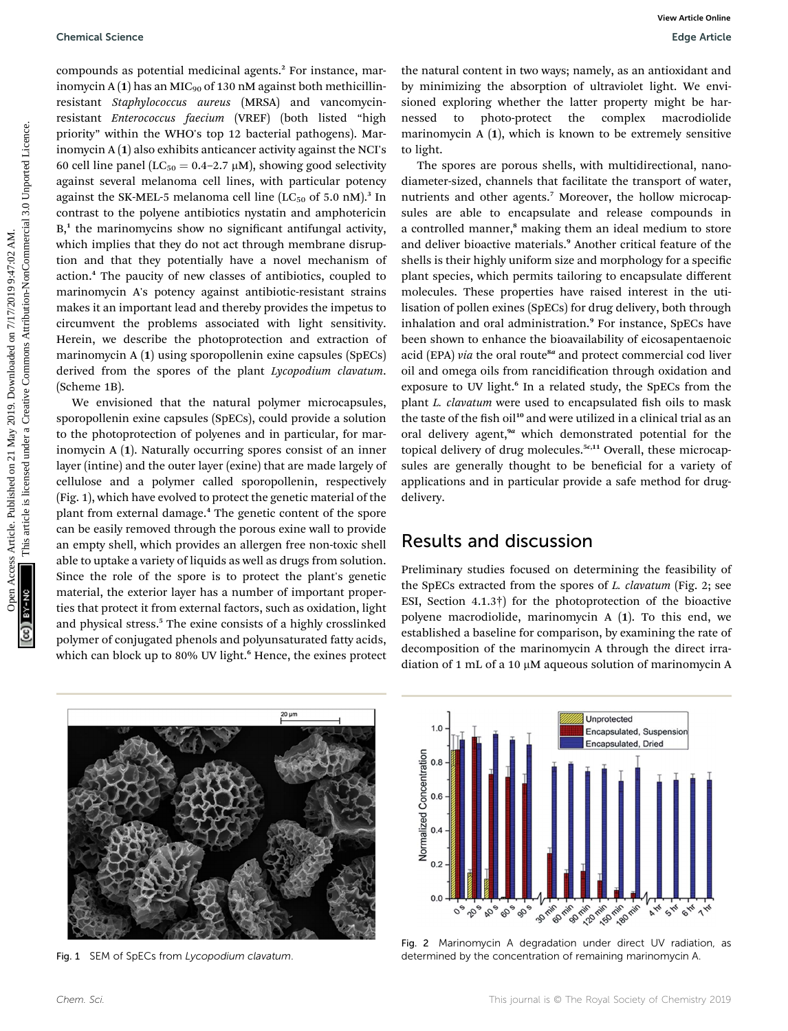compounds as potential medicinal agents.[2] For instance, marinomycin A (**1**) has an $MIC_{90}$ of 130 nM against both methicillin-resistant *Staphylococcus aureus* (MRSA) and vancomycin-resistant *Enterococcus faecium* (VREF) (both listed "high priority" within the WHO's top 12 bacterial pathogens). Marinomycin A (**1**) also exhibits anticancer activity against the NCI's 60 cell line panel ($LC_{50}$ = 0.4–2.7 μM), showing good selectivity against several melanoma cell lines, with particular potency against the SK-MEL-5 melanoma cell line ($LC_{50}$ of 5.0 nM).[3] In contrast to the polyene antibiotics nystatin and amphotericin B,[1] the marinomycins show no significant antifungal activity, which implies that they do not act through membrane disruption and that they potentially have a novel mechanism of action.[4] The paucity of new classes of antibiotics, coupled to marinomycin A's potency against antibiotic-resistant strains makes it an important lead and thereby provides the impetus to circumvent the problems associated with light sensitivity. Herein, we describe the photoprotection and extraction of marinomycin A (**1**) using sporopollenin exine capsules (SpECs) derived from the spores of the plant *Lycopodium clavatum*. (Scheme 1B).

We envisioned that the natural polymer microcapsules, sporopollenin exine capsules (SpECs), could provide a solution to the photoprotection of polyenes and in particular, for marinomycin A (**1**). Naturally occurring spores consist of an inner layer (intine) and the outer layer (exine) that are made largely of cellulose and a polymer called sporopollenin, respectively (Fig. 1), which have evolved to protect the genetic material of the plant from external damage.[4] The genetic content of the spore can be easily removed through the porous exine wall to provide an empty shell, which provides an allergen free non-toxic shell able to uptake a variety of liquids as well as drugs from solution. Since the role of the spore is to protect the plant's genetic material, the exterior layer has a number of important properties that protect it from external factors, such as oxidation, light and physical stress.[5] The exine consists of a highly crosslinked polymer of conjugated phenols and polyunsaturated fatty acids, which can block up to 80% UV light.[6] Hence, the exines protect the natural content in two ways; namely, as an antioxidant and by minimizing the absorption of ultraviolet light. We envisioned exploring whether the latter property might be harnessed to photo-protect the complex macrodiolide marinomycin A (**1**), which is known to be extremely sensitive to light.

The spores are porous shells, with multidirectional, nanodiameter-sized, channels that facilitate the transport of water, nutrients and other agents.[7] Moreover, the hollow microcapsules are able to encapsulate and release compounds in a controlled manner,[8] making them an ideal medium to store and deliver bioactive materials.[9] Another critical feature of the shells is their highly uniform size and morphology for a specific plant species, which permits tailoring to encapsulate different molecules. These properties have raised interest in the utilisation of pollen exines (SpECs) for drug delivery, both through inhalation and oral administration.[9] For instance, SpECs have been shown to enhance the bioavailability of eicosapentaenoic acid (EPA) *via* the oral route[8a] and protect commercial cod liver oil and omega oils from rancidification through oxidation and exposure to UV light.[6] In a related study, the SpECs from the plant *L. clavatum* were used to encapsulated fish oils to mask the taste of the fish oil[10] and were utilized in a clinical trial as an oral delivery agent,[9a] which demonstrated potential for the topical delivery of drug molecules.[5c,11] Overall, these microcapsules are generally thought to be beneficial for a variety of applications and in particular provide a safe method for drug-delivery.

## Results and discussion

Preliminary studies focused on determining the feasibility of the SpECs extracted from the spores of *L. clavatum* (Fig. 2; see ESI, Section 4.1.3†) for the photoprotection of the bioactive polyene macrodiolide, marinomycin A (**1**). To this end, we established a baseline for comparison, by examining the rate of decomposition of the marinomycin A through the direct irradiation of 1 mL of a 10 μM aqueous solution of marinomycin A

Fig. 1 SEM of SpECs from *Lycopodium clavatum*.

Fig. 2 Marinomycin A degradation under direct UV radiation, as determined by the concentration of remaining marinomycin A.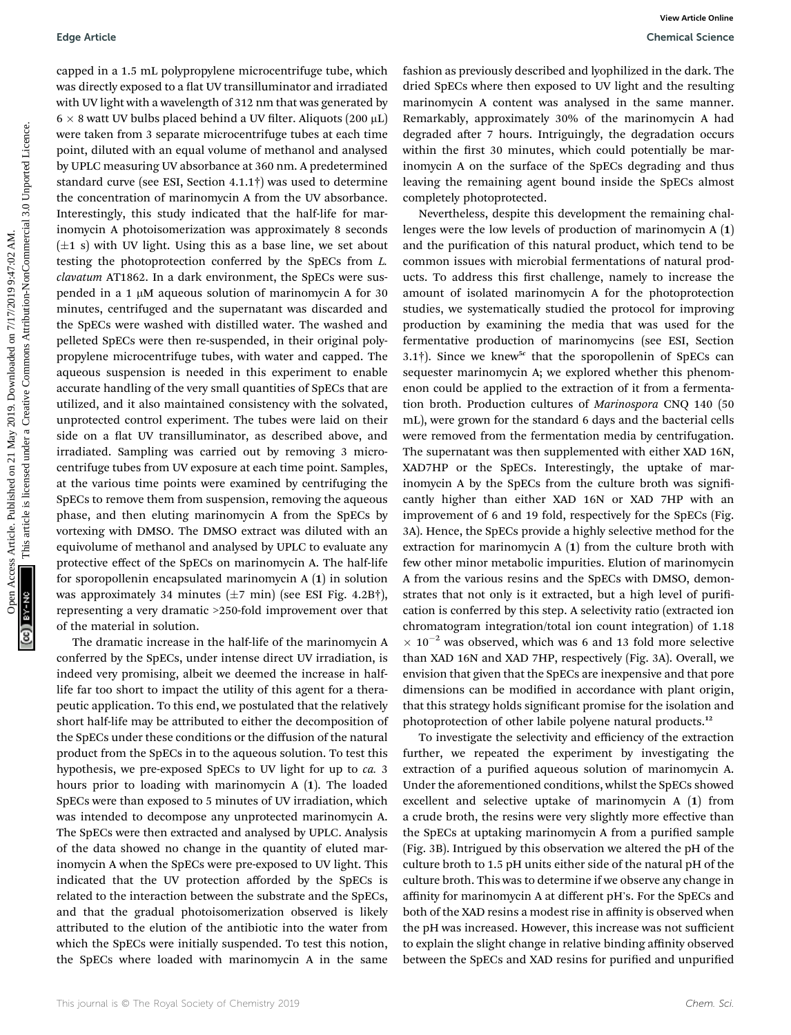capped in a 1.5 mL polypropylene microcentrifuge tube, which was directly exposed to a flat UV transilluminator and irradiated with UV light with a wavelength of 312 nm that was generated by 6 × 8 watt UV bulbs placed behind a UV filter. Aliquots (200 μL) were taken from 3 separate microcentrifuge tubes at each time point, diluted with an equal volume of methanol and analysed by UPLC measuring UV absorbance at 360 nm. A predetermined standard curve (see ESI, Section 4.1.1†) was used to determine the concentration of marinomycin A from the UV absorbance. Interestingly, this study indicated that the half-life for marinomycin A photoisomerization was approximately 8 seconds (±1 s) with UV light. Using this as a base line, we set about testing the photoprotection conferred by the SpECs from *L. clavatum* AT1862. In a dark environment, the SpECs were suspended in a 1 μM aqueous solution of marinomycin A for 30 minutes, centrifuged and the supernatant was discarded and the SpECs were washed with distilled water. The washed and pelleted SpECs were then re-suspended, in their original polypropylene microcentrifuge tubes, with water and capped. The aqueous suspension is needed in this experiment to enable accurate handling of the very small quantities of SpECs that are utilized, and it also maintained consistency with the solvated, unprotected control experiment. The tubes were laid on their side on a flat UV transilluminator, as described above, and irradiated. Sampling was carried out by removing 3 microcentrifuge tubes from UV exposure at each time point. Samples, at the various time points were examined by centrifuging the SpECs to remove them from suspension, removing the aqueous phase, and then eluting marinomycin A from the SpECs by vortexing with DMSO. The DMSO extract was diluted with an equivolume of methanol and analysed by UPLC to evaluate any protective effect of the SpECs on marinomycin A. The half-life for sporopollenin encapsulated marinomycin A (**1**) in solution was approximately 34 minutes (±7 min) (see ESI Fig. 4.2B†), representing a very dramatic >250-fold improvement over that of the material in solution.

The dramatic increase in the half-life of the marinomycin A conferred by the SpECs, under intense direct UV irradiation, is indeed very promising, albeit we deemed the increase in half-life far too short to impact the utility of this agent for a therapeutic application. To this end, we postulated that the relatively short half-life may be attributed to either the decomposition of the SpECs under these conditions or the diffusion of the natural product from the SpECs in to the aqueous solution. To test this hypothesis, we pre-exposed SpECs to UV light for up to *ca.* 3 hours prior to loading with marinomycin A (**1**). The loaded SpECs were than exposed to 5 minutes of UV irradiation, which was intended to decompose any unprotected marinomycin A. The SpECs were then extracted and analysed by UPLC. Analysis of the data showed no change in the quantity of eluted marinomycin A when the SpECs were pre-exposed to UV light. This indicated that the UV protection afforded by the SpECs is related to the interaction between the substrate and the SpECs, and that the gradual photoisomerization observed is likely attributed to the elution of the antibiotic into the water from which the SpECs were initially suspended. To test this notion, the SpECs where loaded with marinomycin A in the same fashion as previously described and lyophilized in the dark. The dried SpECs where then exposed to UV light and the resulting marinomycin A content was analysed in the same manner. Remarkably, approximately 30% of the marinomycin A had degraded after 7 hours. Intriguingly, the degradation occurs within the first 30 minutes, which could potentially be marinomycin A on the surface of the SpECs degrading and thus leaving the remaining agent bound inside the SpECs almost completely photoprotected.

Nevertheless, despite this development the remaining challenges were the low levels of production of marinomycin A (**1**) and the purification of this natural product, which tend to be common issues with microbial fermentations of natural products. To address this first challenge, namely to increase the amount of isolated marinomycin A for the photoprotection studies, we systematically studied the protocol for improving production by examining the media that was used for the fermentative production of marinomycins (see ESI, Section 3.1†). Since we knew[5c] that the sporopollenin of SpECs can sequester marinomycin A; we explored whether this phenomenon could be applied to the extraction of it from a fermentation broth. Production cultures of *Marinospora* CNQ 140 (50 mL), were grown for the standard 6 days and the bacterial cells were removed from the fermentation media by centrifugation. The supernatant was then supplemented with either XAD 16N, XAD7HP or the SpECs. Interestingly, the uptake of marinomycin A by the SpECs from the culture broth was significantly higher than either XAD 16N or XAD 7HP with an improvement of 6 and 19 fold, respectively for the SpECs (Fig. 3A). Hence, the SpECs provide a highly selective method for the extraction for marinomycin A (**1**) from the culture broth with few other minor metabolic impurities. Elution of marinomycin A from the various resins and the SpECs with DMSO, demonstrates that not only is it extracted, but a high level of purification is conferred by this step. A selectivity ratio (extracted ion chromatogram integration/total ion count integration) of $1.18 \times 10^{-2}$ was observed, which was 6 and 13 fold more selective than XAD 16N and XAD 7HP, respectively (Fig. 3A). Overall, we envision that given that the SpECs are inexpensive and that pore dimensions can be modified in accordance with plant origin, that this strategy holds significant promise for the isolation and photoprotection of other labile polyene natural products.[12]

To investigate the selectivity and efficiency of the extraction further, we repeated the experiment by investigating the extraction of a purified aqueous solution of marinomycin A. Under the aforementioned conditions, whilst the SpECs showed excellent and selective uptake of marinomycin A (**1**) from a crude broth, the resins were very slightly more effective than the SpECs at uptaking marinomycin A from a purified sample (Fig. 3B). Intrigued by this observation we altered the pH of the culture broth to 1.5 pH units either side of the natural pH of the culture broth. This was to determine if we observe any change in affinity for marinomycin A at different pH's. For the SpECs and both of the XAD resins a modest rise in affinity is observed when the pH was increased. However, this increase was not sufficient to explain the slight change in relative binding affinity observed between the SpECs and XAD resins for purified and unpurified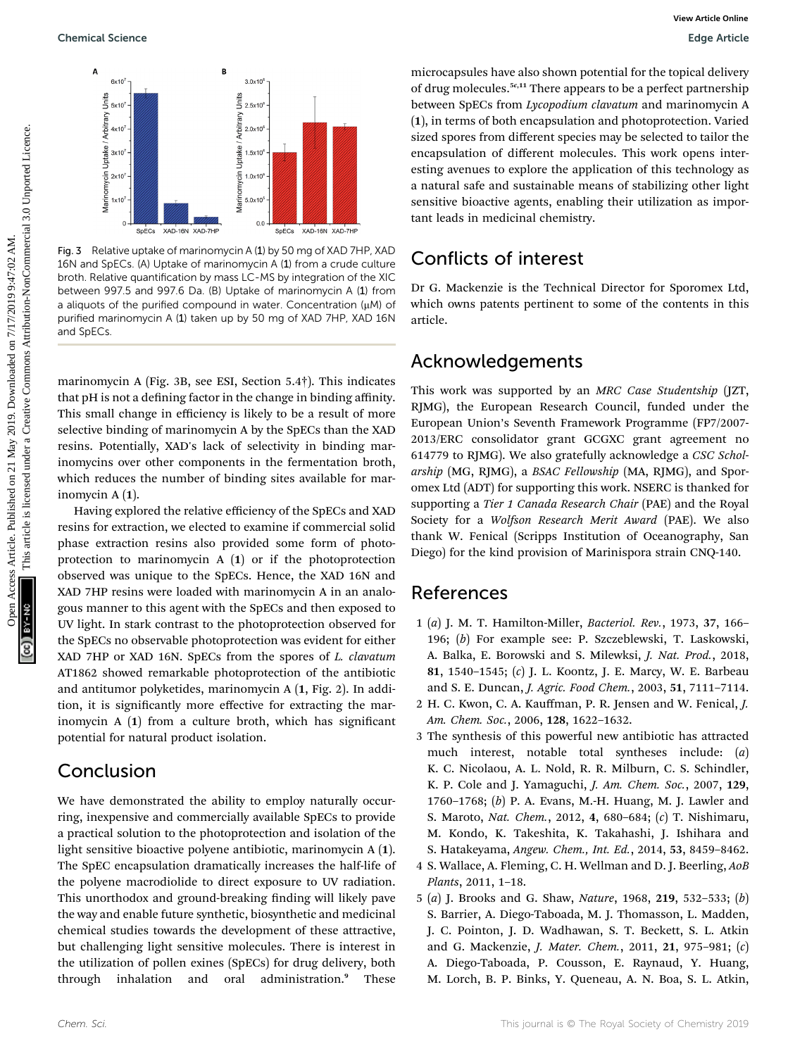Fig. 3 Relative uptake of marinomycin A (1) by 50 mg of XAD 7HP, XAD 16N and SpECs. (A) Uptake of marinomycin A (1) from a crude culture broth. Relative quantification by mass LC-MS by integration of the XIC between 997.5 and 997.6 Da. (B) Uptake of marinomycin A (1) from a aliquots of the purified compound in water. Concentration (μM) of purified marinomycin A (1) taken up by 50 mg of XAD 7HP, XAD 16N and SpECs.

marinomycin A (Fig. 3B, see ESI, Section 5.4†). This indicates that pH is not a defining factor in the change in binding affinity. This small change in efficiency is likely to be a result of more selective binding of marinomycin A by the SpECs than the XAD resins. Potentially, XAD's lack of selectivity in binding marinomycins over other components in the fermentation broth, which reduces the number of binding sites available for marinomycin A (1).

Having explored the relative efficiency of the SpECs and XAD resins for extraction, we elected to examine if commercial solid phase extraction resins also provided some form of photoprotection to marinomycin A (1) or if the photoprotection observed was unique to the SpECs. Hence, the XAD 16N and XAD 7HP resins were loaded with marinomycin A in an analogous manner to this agent with the SpECs and then exposed to UV light. In stark contrast to the photoprotection observed for the SpECs no observable photoprotection was evident for either XAD 7HP or XAD 16N. SpECs from the spores of *L. clavatum* AT1862 showed remarkable photoprotection of the antibiotic and antitumor polyketides, marinomycin A (1, Fig. 2). In addition, it is significantly more effective for extracting the marinomycin A (1) from a culture broth, which has significant potential for natural product isolation.

## Conclusion

We have demonstrated the ability to employ naturally occurring, inexpensive and commercially available SpECs to provide a practical solution to the photoprotection and isolation of the light sensitive bioactive polyene antibiotic, marinomycin A (1). The SpEC encapsulation dramatically increases the half-life of the polyene macrodiolide to direct exposure to UV radiation. This unorthodox and ground-breaking finding will likely pave the way and enable future synthetic, biosynthetic and medicinal chemical studies towards the development of these attractive, but challenging light sensitive molecules. There is interest in the utilization of pollen exines (SpECs) for drug delivery, both through inhalation and oral administration.[9] These microcapsules have also shown potential for the topical delivery of drug molecules.[5c,11] There appears to be a perfect partnership between SpECs from *Lycopodium clavatum* and marinomycin A (1), in terms of both encapsulation and photoprotection. Varied sized spores from different species may be selected to tailor the encapsulation of different molecules. This work opens interesting avenues to explore the application of this technology as a natural safe and sustainable means of stabilizing other light sensitive bioactive agents, enabling their utilization as important leads in medicinal chemistry.

## Conflicts of interest

Dr G. Mackenzie is the Technical Director for Sporomex Ltd, which owns patents pertinent to some of the contents in this article.

## Acknowledgements

This work was supported by an *MRC Case Studentship* (JZT, RJMG), the European Research Council, funded under the European Union's Seventh Framework Programme (FP7/2007-2013/ERC consolidator grant GCGXC grant agreement no 614779 to RJMG). We also gratefully acknowledge a *CSC Scholarship* (MG, RJMG), a *BSAC Fellowship* (MA, RJMG), and Sporomex Ltd (ADT) for supporting this work. NSERC is thanked for supporting a *Tier 1 Canada Research Chair* (PAE) and the Royal Society for a *Wolfson Research Merit Award* (PAE). We also thank W. Fenical (Scripps Institution of Oceanography, San Diego) for the kind provision of Marinispora strain CNQ-140.

## References

1 (*a*) J. M. T. Hamilton-Miller, *Bacteriol. Rev.*, 1973, **37**, 166–196; (*b*) For example see: P. Szczeblewski, T. Laskowski, A. Balka, E. Borowski and S. Milewski, *J. Nat. Prod.*, 2018, **81**, 1540–1545; (*c*) J. L. Koontz, J. E. Marcy, W. E. Barbeau and S. E. Duncan, *J. Agric. Food Chem.*, 2003, **51**, 7111–7114.

2 H. C. Kwon, C. A. Kauffman, P. R. Jensen and W. Fenical, *J. Am. Chem. Soc.*, 2006, **128**, 1622–1632.

3 The synthesis of this powerful new antibiotic has attracted much interest, notable total syntheses include: (*a*) K. C. Nicolaou, A. L. Nold, R. R. Milburn, C. S. Schindler, K. P. Cole and J. Yamaguchi, *J. Am. Chem. Soc.*, 2007, **129**, 1760–1768; (*b*) P. A. Evans, M.-H. Huang, M. J. Lawler and S. Maroto, *Nat. Chem.*, 2012, **4**, 680–684; (*c*) T. Nishimaru, M. Kondo, K. Takeshita, K. Takahashi, J. Ishihara and S. Hatakeyama, *Angew. Chem., Int. Ed.*, 2014, **53**, 8459–8462.

4 S. Wallace, A. Fleming, C. H. Wellman and D. J. Beerling, *AoB Plants*, 2011, 1–18.

5 (*a*) J. Brooks and G. Shaw, *Nature*, 1968, **219**, 532–533; (*b*) S. Barrier, A. Diego-Taboada, M. J. Thomasson, L. Madden, J. C. Pointon, J. D. Wadhawan, S. T. Beckett, S. L. Atkin and G. Mackenzie, *J. Mater. Chem.*, 2011, **21**, 975–981; (*c*) A. Diego-Taboada, P. Cousson, E. Raynaud, Y. Huang, M. Lorch, B. P. Binks, Y. Queneau, A. N. Boa, S. L. Atkin,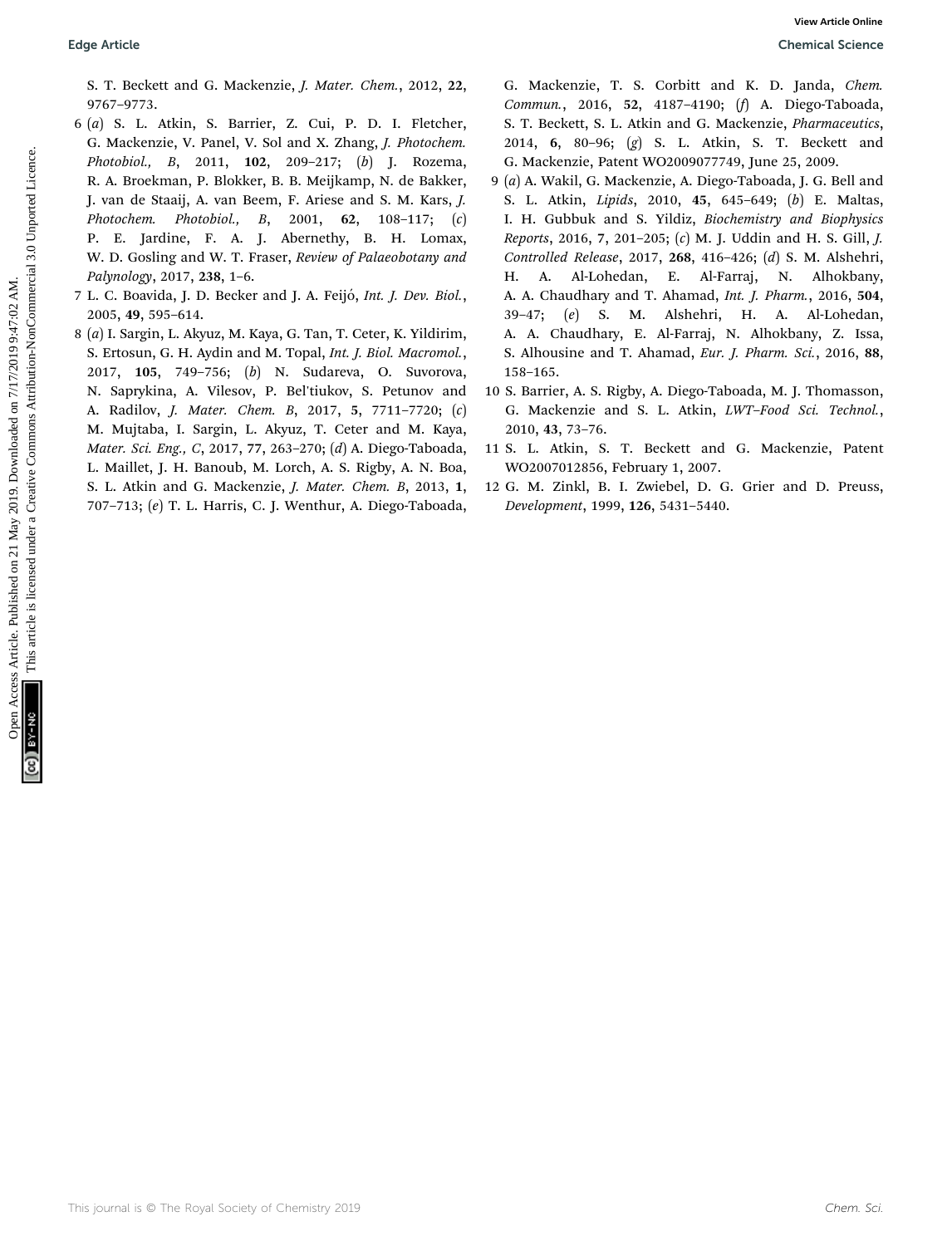S. T. Beckett and G. Mackenzie, *J. Mater. Chem.*, 2012, **22**, 9767–9773.

6 (*a*) S. L. Atkin, S. Barrier, Z. Cui, P. D. I. Fletcher, G. Mackenzie, V. Panel, V. Sol and X. Zhang, *J. Photochem. Photobiol., B*, 2011, **102**, 209–217; (*b*) J. Rozema, R. A. Broekman, P. Blokker, B. B. Meijkamp, N. de Bakker, J. van de Staaij, A. van Beem, F. Ariese and S. M. Kars, *J. Photochem. Photobiol., B*, 2001, **62**, 108–117; (*c*) P. E. Jardine, F. A. J. Abernethy, B. H. Lomax, W. D. Gosling and W. T. Fraser, *Review of Palaeobotany and Palynology*, 2017, **238**, 1–6.

7 L. C. Boavida, J. D. Becker and J. A. Feijó, *Int. J. Dev. Biol.*, 2005, **49**, 595–614.

8 (*a*) I. Sargin, L. Akyuz, M. Kaya, G. Tan, T. Ceter, K. Yildirim, S. Ertosun, G. H. Aydin and M. Topal, *Int. J. Biol. Macromol.*, 2017, **105**, 749–756; (*b*) N. Sudareva, O. Suvorova, N. Saprykina, A. Vilesov, P. Bel'tiukov, S. Petunov and A. Radilov, *J. Mater. Chem. B*, 2017, **5**, 7711–7720; (*c*) M. Mujtaba, I. Sargin, L. Akyuz, T. Ceter and M. Kaya, *Mater. Sci. Eng., C*, 2017, **77**, 263–270; (*d*) A. Diego-Taboada, L. Maillet, J. H. Banoub, M. Lorch, A. S. Rigby, A. N. Boa, S. L. Atkin and G. Mackenzie, *J. Mater. Chem. B*, 2013, **1**, 707–713; (*e*) T. L. Harris, C. J. Wenthur, A. Diego-Taboada, G. Mackenzie, T. S. Corbitt and K. D. Janda, *Chem. Commun.*, 2016, **52**, 4187–4190; (*f*) A. Diego-Taboada, S. T. Beckett, S. L. Atkin and G. Mackenzie, *Pharmaceutics*, 2014, **6**, 80–96; (*g*) S. L. Atkin, S. T. Beckett and G. Mackenzie, Patent WO2009077749, June 25, 2009.

9 (*a*) A. Wakil, G. Mackenzie, A. Diego-Taboada, J. G. Bell and S. L. Atkin, *Lipids*, 2010, **45**, 645–649; (*b*) E. Maltas, I. H. Gubbuk and S. Yildiz, *Biochemistry and Biophysics Reports*, 2016, **7**, 201–205; (*c*) M. J. Uddin and H. S. Gill, *J. Controlled Release*, 2017, **268**, 416–426; (*d*) S. M. Alshehri, H. A. Al-Lohedan, E. Al-Farraj, N. Alhokbany, A. A. Chaudhary and T. Ahamad, *Int. J. Pharm.*, 2016, **504**, 39–47; (*e*) S. M. Alshehri, H. A. Al-Lohedan, A. A. Chaudhary, E. Al-Farraj, N. Alhokbany, Z. Issa, S. Alhousine and T. Ahamad, *Eur. J. Pharm. Sci.*, 2016, **88**, 158–165.

10 S. Barrier, A. S. Rigby, A. Diego-Taboada, M. J. Thomasson, G. Mackenzie and S. L. Atkin, *LWT–Food Sci. Technol.*, 2010, **43**, 73–76.

11 S. L. Atkin, S. T. Beckett and G. Mackenzie, Patent WO2007012856, February 1, 2007.

12 G. M. Zinkl, B. I. Zwiebel, D. G. Grier and D. Preuss, *Development*, 1999, **126**, 5431–5440.